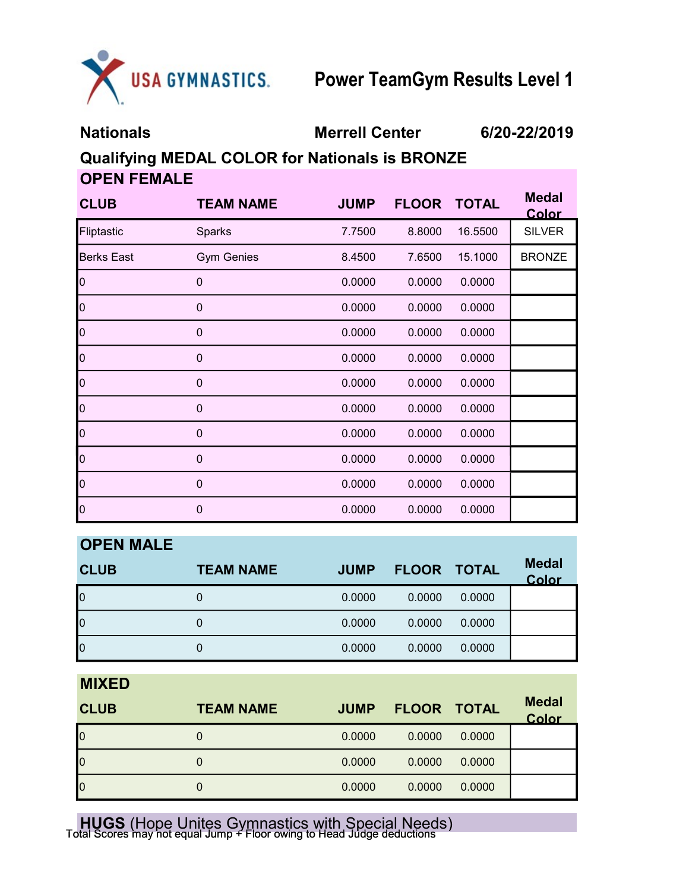USA GYMNASTICS.

# Power TeamGym Results Level 1

**Nationals** **Merrell Center** **6/20-22/2019**

**Qualifying MEDAL COLOR for Nationals is BRONZE**

## OPEN FEMALE

| CLUB | TEAM NAME | JUMP | FLOOR | TOTAL | Medal Color |
|---|---|---|---|---|---|
| Fliptastic | Sparks | 7.7500 | 8.8000 | 16.5500 | SILVER |
| Berks East | Gym Genies | 8.4500 | 7.6500 | 15.1000 | BRONZE |
| 0 | 0 | 0.0000 | 0.0000 | 0.0000 | |
| 0 | 0 | 0.0000 | 0.0000 | 0.0000 | |
| 0 | 0 | 0.0000 | 0.0000 | 0.0000 | |
| 0 | 0 | 0.0000 | 0.0000 | 0.0000 | |
| 0 | 0 | 0.0000 | 0.0000 | 0.0000 | |
| 0 | 0 | 0.0000 | 0.0000 | 0.0000 | |
| 0 | 0 | 0.0000 | 0.0000 | 0.0000 | |
| 0 | 0 | 0.0000 | 0.0000 | 0.0000 | |
| 0 | 0 | 0.0000 | 0.0000 | 0.0000 | |
| 0 | 0 | 0.0000 | 0.0000 | 0.0000 | |

## OPEN MALE

| CLUB | TEAM NAME | JUMP | FLOOR | TOTAL | Medal Color |
|---|---|---|---|---|---|
| 0 | 0 | 0.0000 | 0.0000 | 0.0000 | |
| 0 | 0 | 0.0000 | 0.0000 | 0.0000 | |
| 0 | 0 | 0.0000 | 0.0000 | 0.0000 | |

## MIXED

| CLUB | TEAM NAME | JUMP | FLOOR | TOTAL | Medal Color |
|---|---|---|---|---|---|
| 0 | 0 | 0.0000 | 0.0000 | 0.0000 | |
| 0 | 0 | 0.0000 | 0.0000 | 0.0000 | |
| 0 | 0 | 0.0000 | 0.0000 | 0.0000 | |

## **HUGS** (Hope Unites Gymnastics with Special Needs)

Total Scores may not equal Jump + Floor owing to Head Judge deductions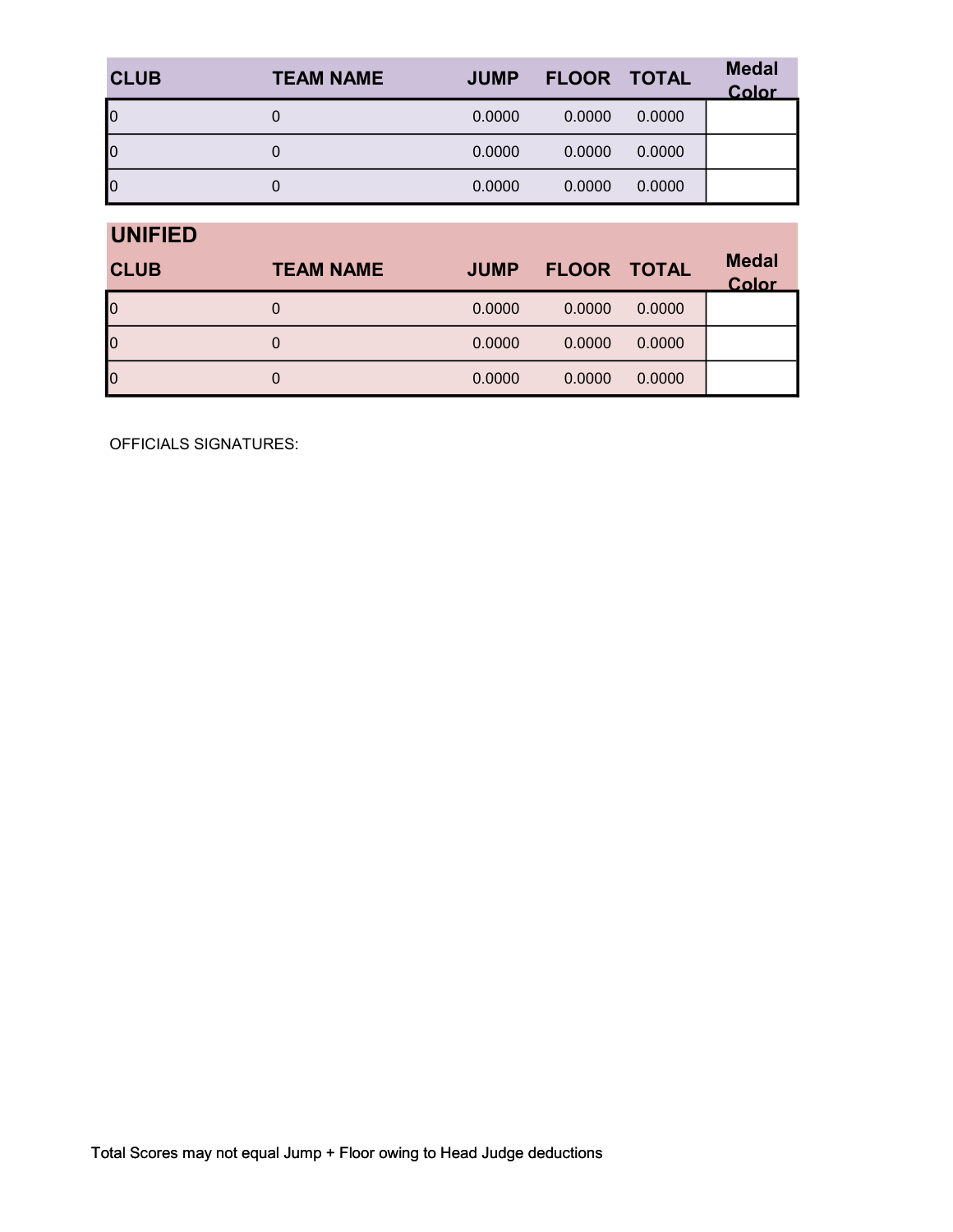| CLUB | TEAM NAME | JUMP | FLOOR | TOTAL | Medal Color |
|---|---|---|---|---|---|
| 0 | 0 | 0.0000 | 0.0000 | 0.0000 | |
| 0 | 0 | 0.0000 | 0.0000 | 0.0000 | |
| 0 | 0 | 0.0000 | 0.0000 | 0.0000 | |

## UNIFIED

| CLUB | TEAM NAME | JUMP | FLOOR | TOTAL | Medal Color |
|---|---|---|---|---|---|
| 0 | 0 | 0.0000 | 0.0000 | 0.0000 | |
| 0 | 0 | 0.0000 | 0.0000 | 0.0000 | |
| 0 | 0 | 0.0000 | 0.0000 | 0.0000 | |

OFFICIALS SIGNATURES:

Total Scores may not equal Jump + Floor owing to Head Judge deductions